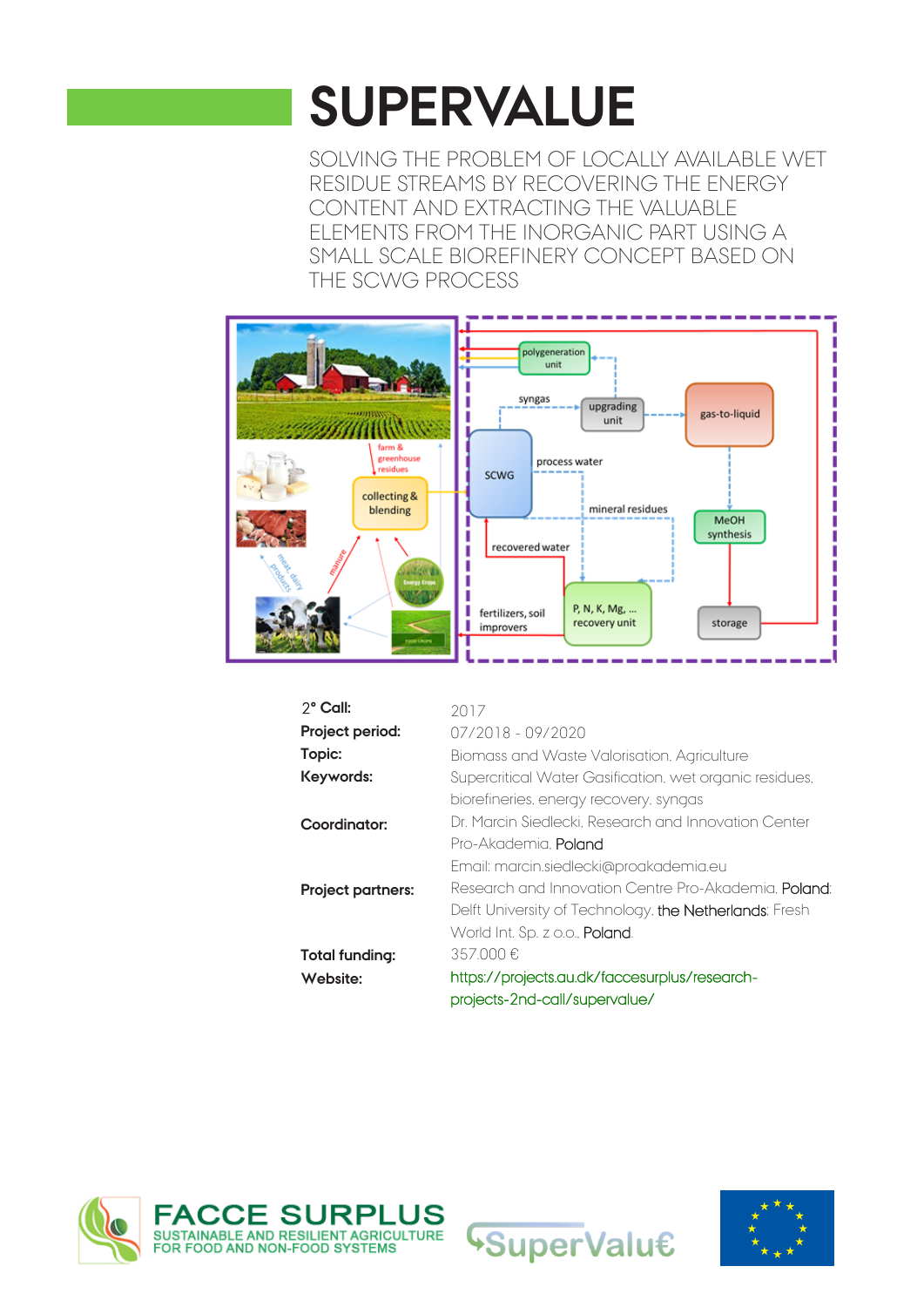# SUPERVALUE

SOLVING THE PROBLEM OF LOCALLY AVAILABLE WET RESIDUE STREAMS BY RECOVERING THE ENERGY CONTENT AND EXTRACTING THE VALUABLE ELEMENTS FROM THE INORGANIC PART USING A SMALL SCALE BIOREFINERY CONCEPT BASED ON THE SCWG PROCESS

| | |
|---|---|
| **2° Call:** | 2017 |
| **Project period:** | 07/2018 - 09/2020 |
| **Topic:** | Biomass and Waste Valorisation, Agriculture |
| **Keywords:** | Supercritical Water Gasification, wet organic residues, biorefineries, energy recovery, syngas |
| **Coordinator:** | Dr. Marcin Siedlecki, Research and Innovation Center Pro-Akademia, Poland<br>Email: marcin.siedlecki@proakademia.eu |
| **Project partners:** | Research and Innovation Centre Pro-Akademia, Poland; Delft University of Technology, the Netherlands; Fresh World Int. Sp. z o.o., Poland |
| **Total funding:** | 357.000 € |
| **Website:** | https://projects.au.dk/faccesurplus/research-projects-2nd-call/supervalue/ |

FACCE SURPLUS
SUSTAINABLE AND RESILIENT AGRICULTURE FOR FOOD AND NON-FOOD SYSTEMS

SuperValu€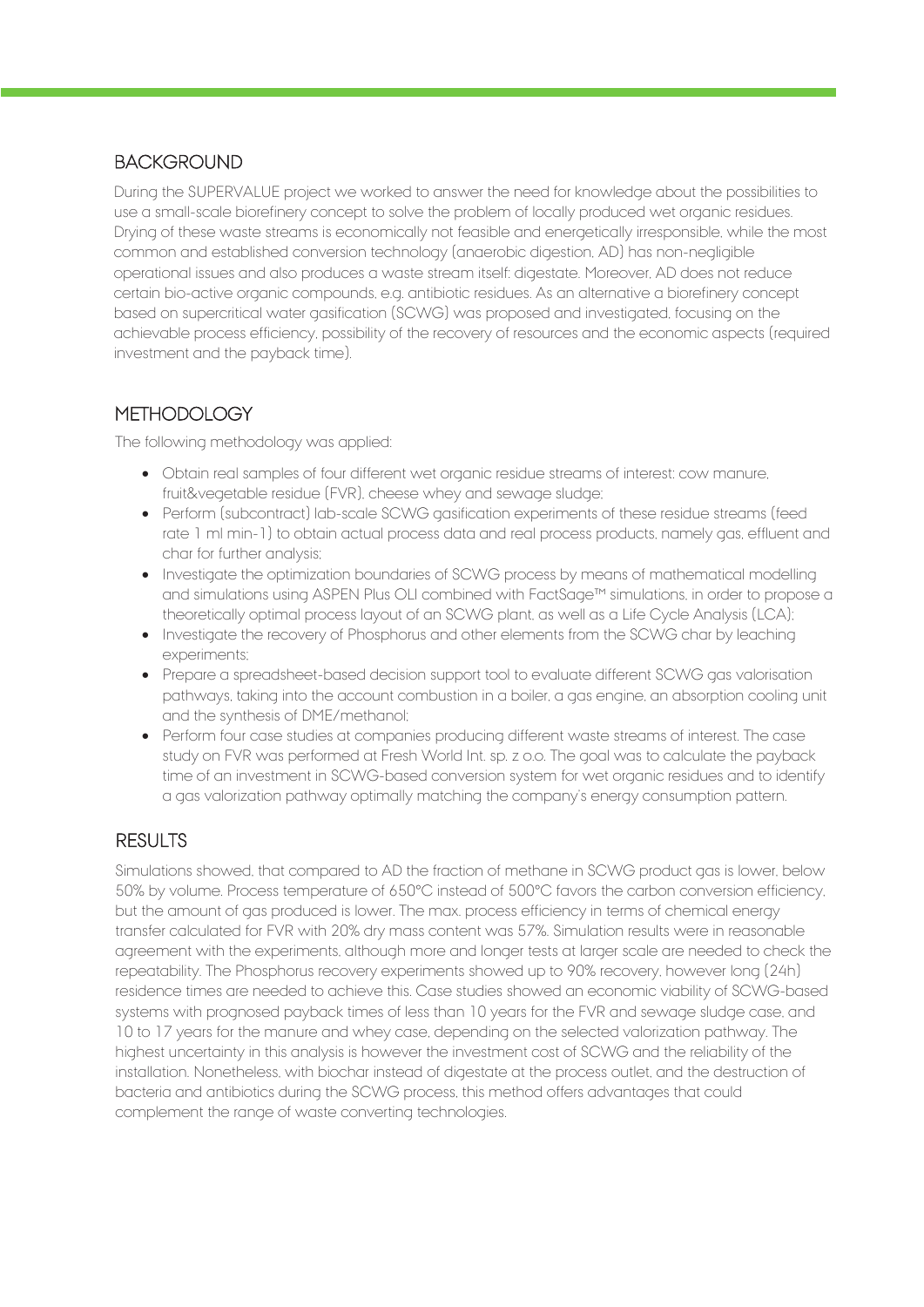## BACKGROUND

During the SUPERVALUE project we worked to answer the need for knowledge about the possibilities to use a small-scale biorefinery concept to solve the problem of locally produced wet organic residues. Drying of these waste streams is economically not feasible and energetically irresponsible, while the most common and established conversion technology (anaerobic digestion, AD) has non-negligible operational issues and also produces a waste stream itself: digestate. Moreover, AD does not reduce certain bio-active organic compounds, e.g. antibiotic residues. As an alternative a biorefinery concept based on supercritical water gasification (SCWG) was proposed and investigated, focusing on the achievable process efficiency, possibility of the recovery of resources and the economic aspects (required investment and the payback time).

## METHODOLOGY

The following methodology was applied:

- Obtain real samples of four different wet organic residue streams of interest: cow manure, fruit&vegetable residue (FVR), cheese whey and sewage sludge;
- Perform (subcontract) lab-scale SCWG gasification experiments of these residue streams (feed rate 1 ml min-1) to obtain actual process data and real process products, namely gas, effluent and char for further analysis;
- Investigate the optimization boundaries of SCWG process by means of mathematical modelling and simulations using ASPEN Plus OLI combined with FactSage™ simulations, in order to propose a theoretically optimal process layout of an SCWG plant, as well as a Life Cycle Analysis (LCA);
- Investigate the recovery of Phosphorus and other elements from the SCWG char by leaching experiments;
- Prepare a spreadsheet-based decision support tool to evaluate different SCWG gas valorisation pathways, taking into the account combustion in a boiler, a gas engine, an absorption cooling unit and the synthesis of DME/methanol;
- Perform four case studies at companies producing different waste streams of interest. The case study on FVR was performed at Fresh World Int. sp. z o.o. The goal was to calculate the payback time of an investment in SCWG-based conversion system for wet organic residues and to identify a gas valorization pathway optimally matching the company's energy consumption pattern.

## RESULTS

Simulations showed, that compared to AD the fraction of methane in SCWG product gas is lower, below 50% by volume. Process temperature of 650°C instead of 500°C favors the carbon conversion efficiency, but the amount of gas produced is lower. The max. process efficiency in terms of chemical energy transfer calculated for FVR with 20% dry mass content was 57%. Simulation results were in reasonable agreement with the experiments, although more and longer tests at larger scale are needed to check the repeatability. The Phosphorus recovery experiments showed up to 90% recovery, however long (24h) residence times are needed to achieve this. Case studies showed an economic viability of SCWG-based systems with prognosed payback times of less than 10 years for the FVR and sewage sludge case, and 10 to 17 years for the manure and whey case, depending on the selected valorization pathway. The highest uncertainty in this analysis is however the investment cost of SCWG and the reliability of the installation. Nonetheless, with biochar instead of digestate at the process outlet, and the destruction of bacteria and antibiotics during the SCWG process, this method offers advantages that could complement the range of waste converting technologies.